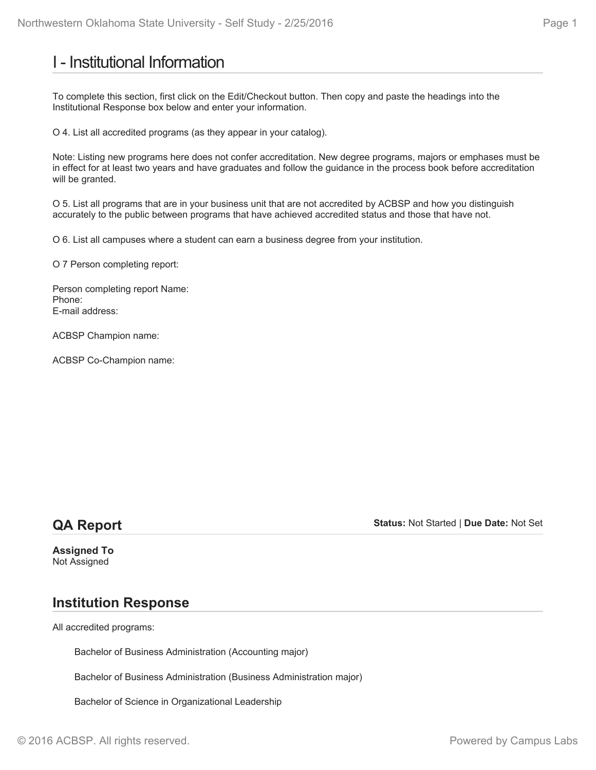# I - Institutional Information

To complete this section, first click on the Edit/Checkout button. Then copy and paste the headings into the Institutional Response box below and enter your information.

O 4. List all accredited programs (as they appear in your catalog).

Note: Listing new programs here does not confer accreditation. New degree programs, majors or emphases must be in effect for at least two years and have graduates and follow the guidance in the process book before accreditation will be granted.

O 5. List all programs that are in your business unit that are not accredited by ACBSP and how you distinguish accurately to the public between programs that have achieved accredited status and those that have not.

O 6. List all campuses where a student can earn a business degree from your institution.

O 7 Person completing report:

Person completing report Name:
Phone:
E-mail address:

ACBSP Champion name:

ACBSP Co-Champion name:

## QA Report

**Status:** Not Started | **Due Date:** Not Set

**Assigned To**
Not Assigned

## Institution Response

All accredited programs:

Bachelor of Business Administration (Accounting major)

Bachelor of Business Administration (Business Administration major)

Bachelor of Science in Organizational Leadership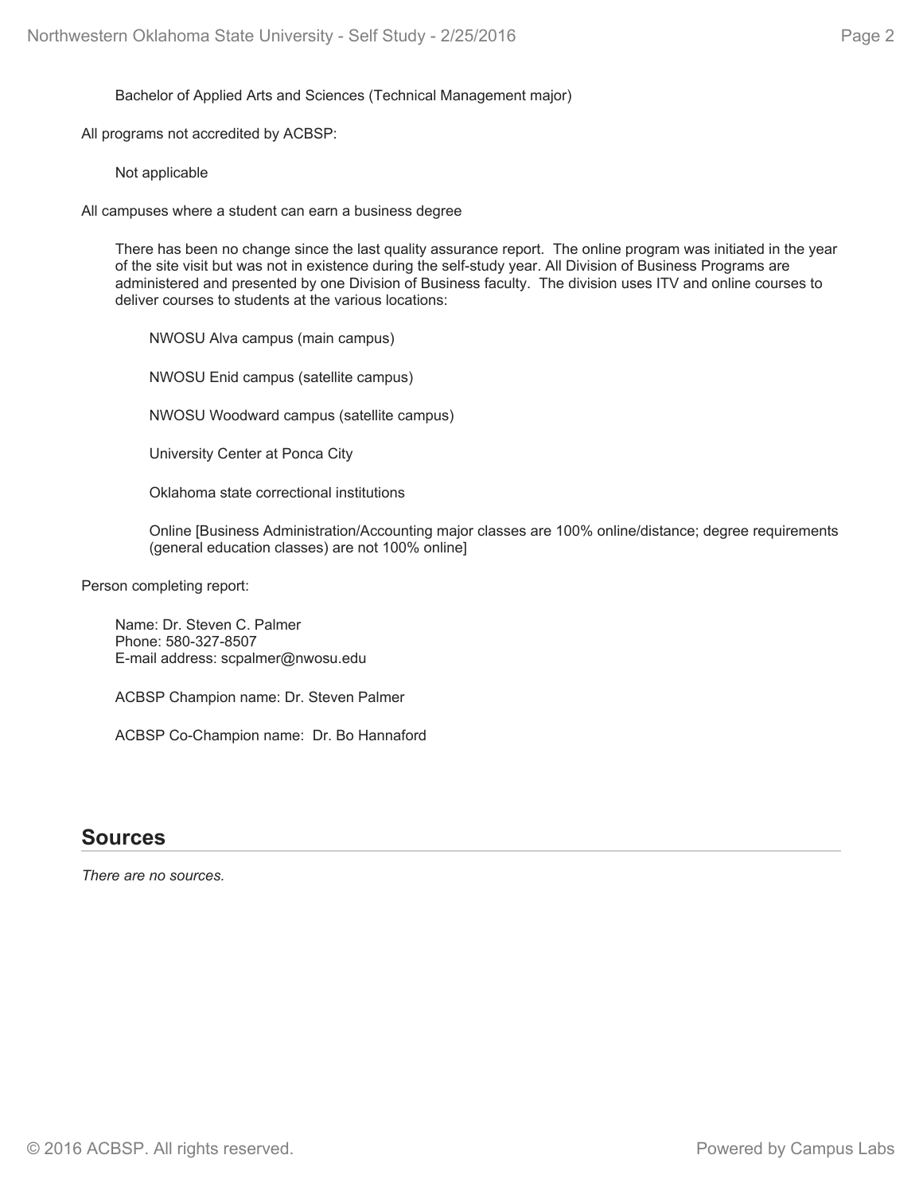Bachelor of Applied Arts and Sciences (Technical Management major)

All programs not accredited by ACBSP:

Not applicable

All campuses where a student can earn a business degree

There has been no change since the last quality assurance report. The online program was initiated in the year of the site visit but was not in existence during the self-study year. All Division of Business Programs are administered and presented by one Division of Business faculty. The division uses ITV and online courses to deliver courses to students at the various locations:

NWOSU Alva campus (main campus)

NWOSU Enid campus (satellite campus)

NWOSU Woodward campus (satellite campus)

University Center at Ponca City

Oklahoma state correctional institutions

Online [Business Administration/Accounting major classes are 100% online/distance; degree requirements (general education classes) are not 100% online]

Person completing report:

Name: Dr. Steven C. Palmer
Phone: 580-327-8507
E-mail address: scpalmer@nwosu.edu

ACBSP Champion name: Dr. Steven Palmer

ACBSP Co-Champion name: Dr. Bo Hannaford

## Sources

*There are no sources.*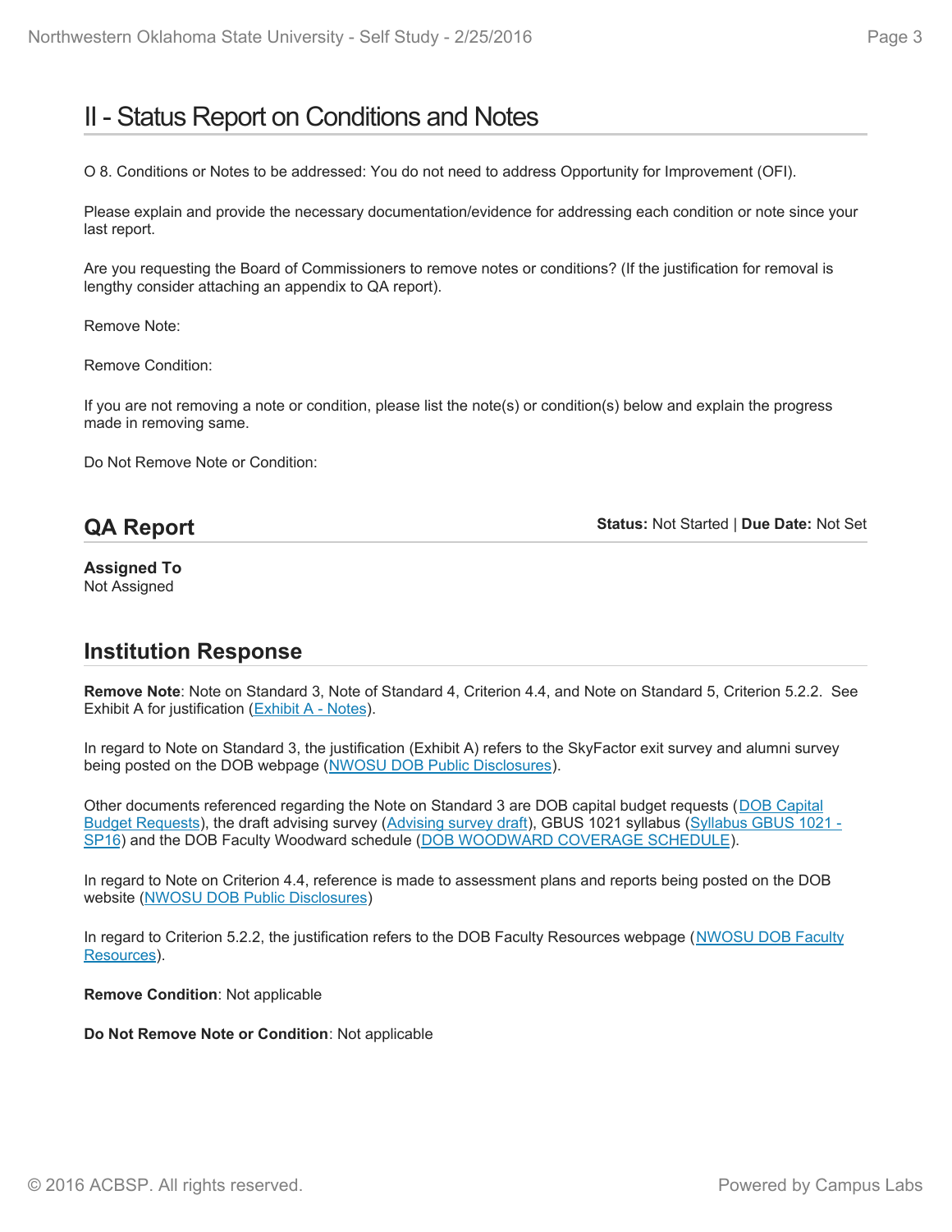# II - Status Report on Conditions and Notes

O 8. Conditions or Notes to be addressed: You do not need to address Opportunity for Improvement (OFI).

Please explain and provide the necessary documentation/evidence for addressing each condition or note since your last report.

Are you requesting the Board of Commissioners to remove notes or conditions? (If the justification for removal is lengthy consider attaching an appendix to QA report).

Remove Note:

Remove Condition:

If you are not removing a note or condition, please list the note(s) or condition(s) below and explain the progress made in removing same.

Do Not Remove Note or Condition:

## QA Report

**Status:** Not Started | **Due Date:** Not Set

**Assigned To**
Not Assigned

## Institution Response

**Remove Note**: Note on Standard 3, Note of Standard 4, Criterion 4.4, and Note on Standard 5, Criterion 5.2.2. See Exhibit A for justification (Exhibit A - Notes).

In regard to Note on Standard 3, the justification (Exhibit A) refers to the SkyFactor exit survey and alumni survey being posted on the DOB webpage (NWOSU DOB Public Disclosures).

Other documents referenced regarding the Note on Standard 3 are DOB capital budget requests (DOB Capital Budget Requests), the draft advising survey (Advising survey draft), GBUS 1021 syllabus (Syllabus GBUS 1021 - SP16) and the DOB Faculty Woodward schedule (DOB WOODWARD COVERAGE SCHEDULE).

In regard to Note on Criterion 4.4, reference is made to assessment plans and reports being posted on the DOB website (NWOSU DOB Public Disclosures)

In regard to Criterion 5.2.2, the justification refers to the DOB Faculty Resources webpage (NWOSU DOB Faculty Resources).

**Remove Condition**: Not applicable

**Do Not Remove Note or Condition**: Not applicable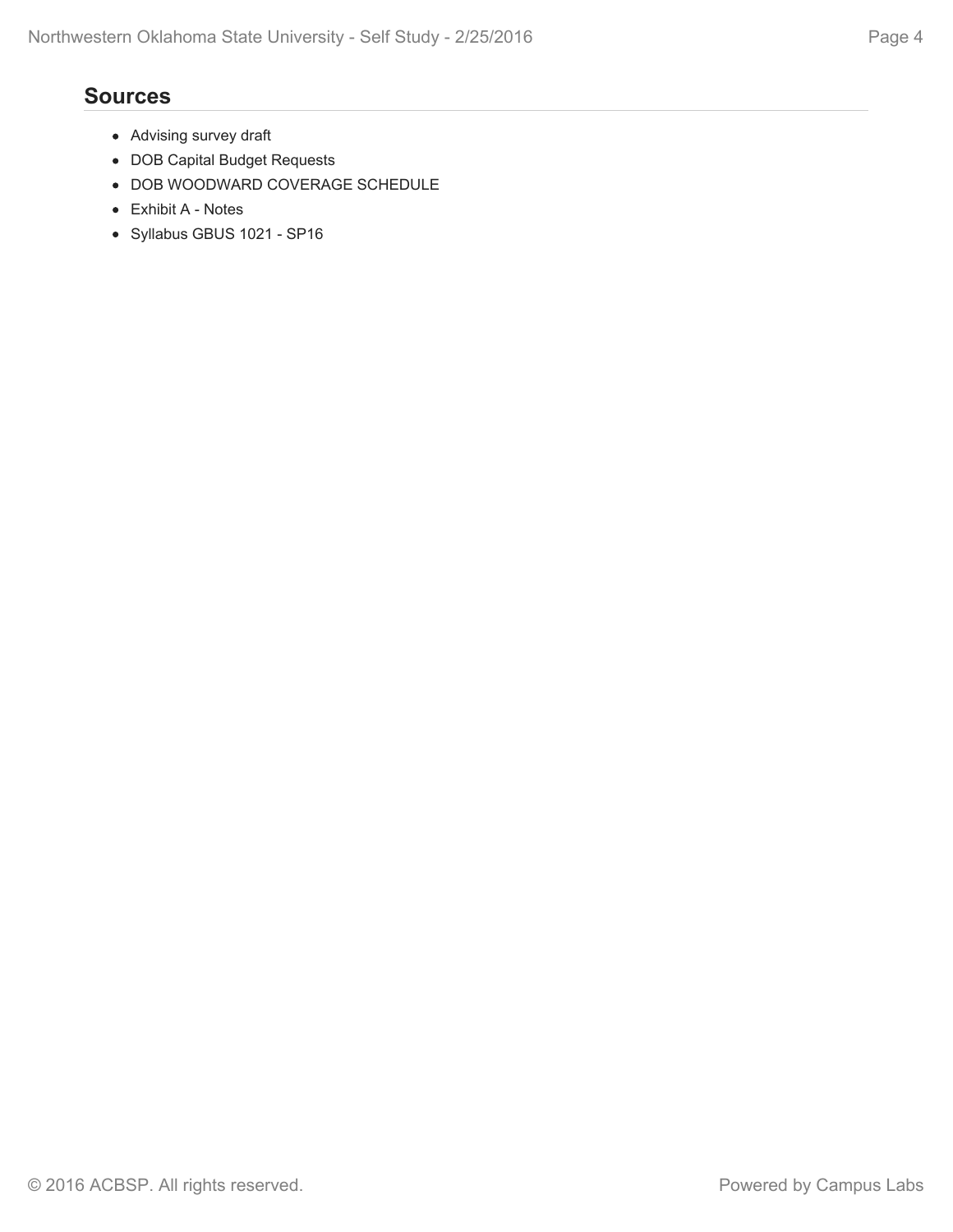## Sources

- Advising survey draft
- DOB Capital Budget Requests
- DOB WOODWARD COVERAGE SCHEDULE
- Exhibit A - Notes
- Syllabus GBUS 1021 - SP16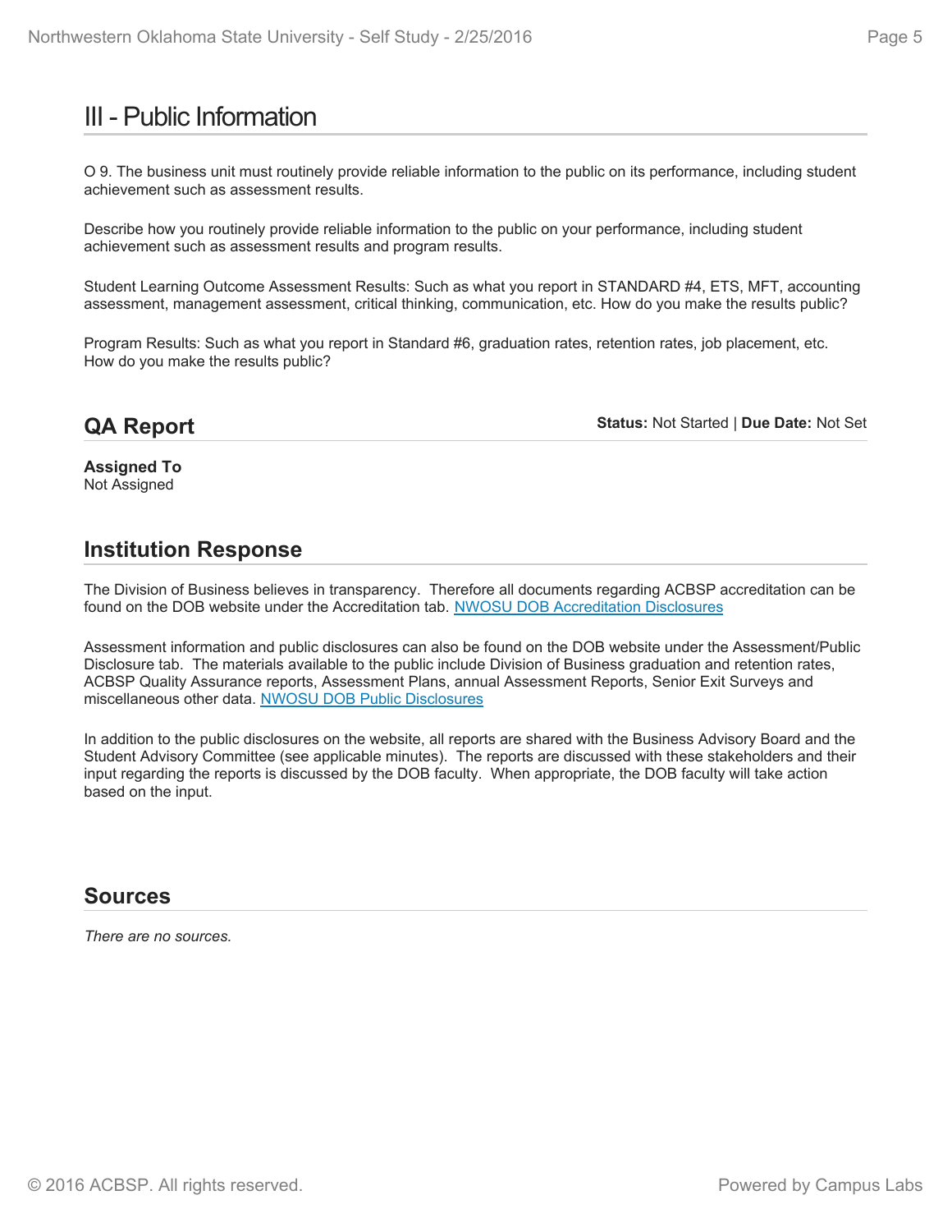# III - Public Information

O 9. The business unit must routinely provide reliable information to the public on its performance, including student achievement such as assessment results.

Describe how you routinely provide reliable information to the public on your performance, including student achievement such as assessment results and program results.

Student Learning Outcome Assessment Results: Such as what you report in STANDARD #4, ETS, MFT, accounting assessment, management assessment, critical thinking, communication, etc. How do you make the results public?

Program Results: Such as what you report in Standard #6, graduation rates, retention rates, job placement, etc. How do you make the results public?

## QA Report

**Status:** Not Started | **Due Date:** Not Set

**Assigned To**
Not Assigned

## Institution Response

The Division of Business believes in transparency. Therefore all documents regarding ACBSP accreditation can be found on the DOB website under the Accreditation tab. NWOSU DOB Accreditation Disclosures

Assessment information and public disclosures can also be found on the DOB website under the Assessment/Public Disclosure tab. The materials available to the public include Division of Business graduation and retention rates, ACBSP Quality Assurance reports, Assessment Plans, annual Assessment Reports, Senior Exit Surveys and miscellaneous other data. NWOSU DOB Public Disclosures

In addition to the public disclosures on the website, all reports are shared with the Business Advisory Board and the Student Advisory Committee (see applicable minutes). The reports are discussed with these stakeholders and their input regarding the reports is discussed by the DOB faculty. When appropriate, the DOB faculty will take action based on the input.

## Sources

*There are no sources.*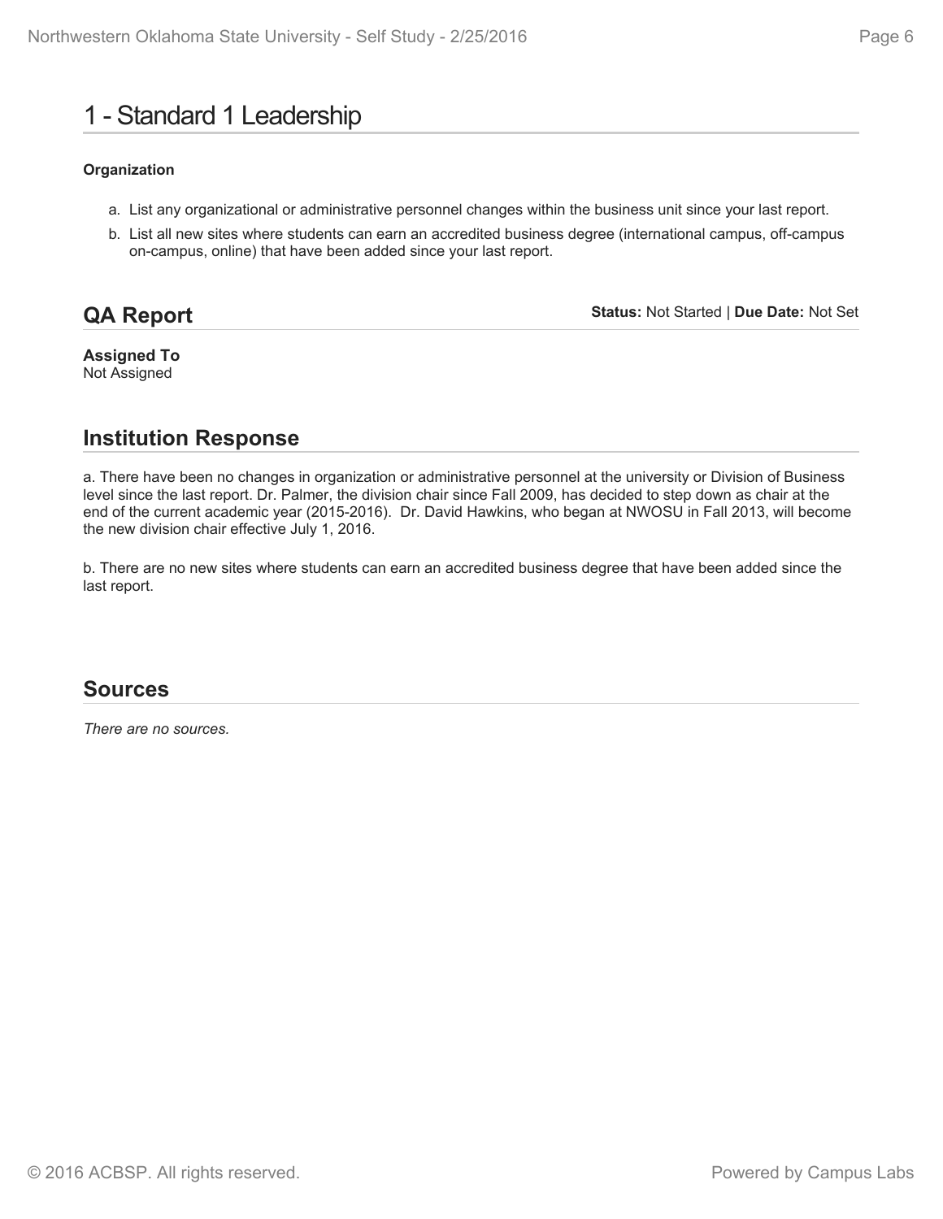# 1 - Standard 1 Leadership

**Organization**

a. List any organizational or administrative personnel changes within the business unit since your last report.

b. List all new sites where students can earn an accredited business degree (international campus, off-campus on-campus, online) that have been added since your last report.

## QA Report

**Status:** Not Started | **Due Date:** Not Set

**Assigned To**
Not Assigned

## Institution Response

a. There have been no changes in organization or administrative personnel at the university or Division of Business level since the last report. Dr. Palmer, the division chair since Fall 2009, has decided to step down as chair at the end of the current academic year (2015-2016). Dr. David Hawkins, who began at NWOSU in Fall 2013, will become the new division chair effective July 1, 2016.

b. There are no new sites where students can earn an accredited business degree that have been added since the last report.

## Sources

*There are no sources.*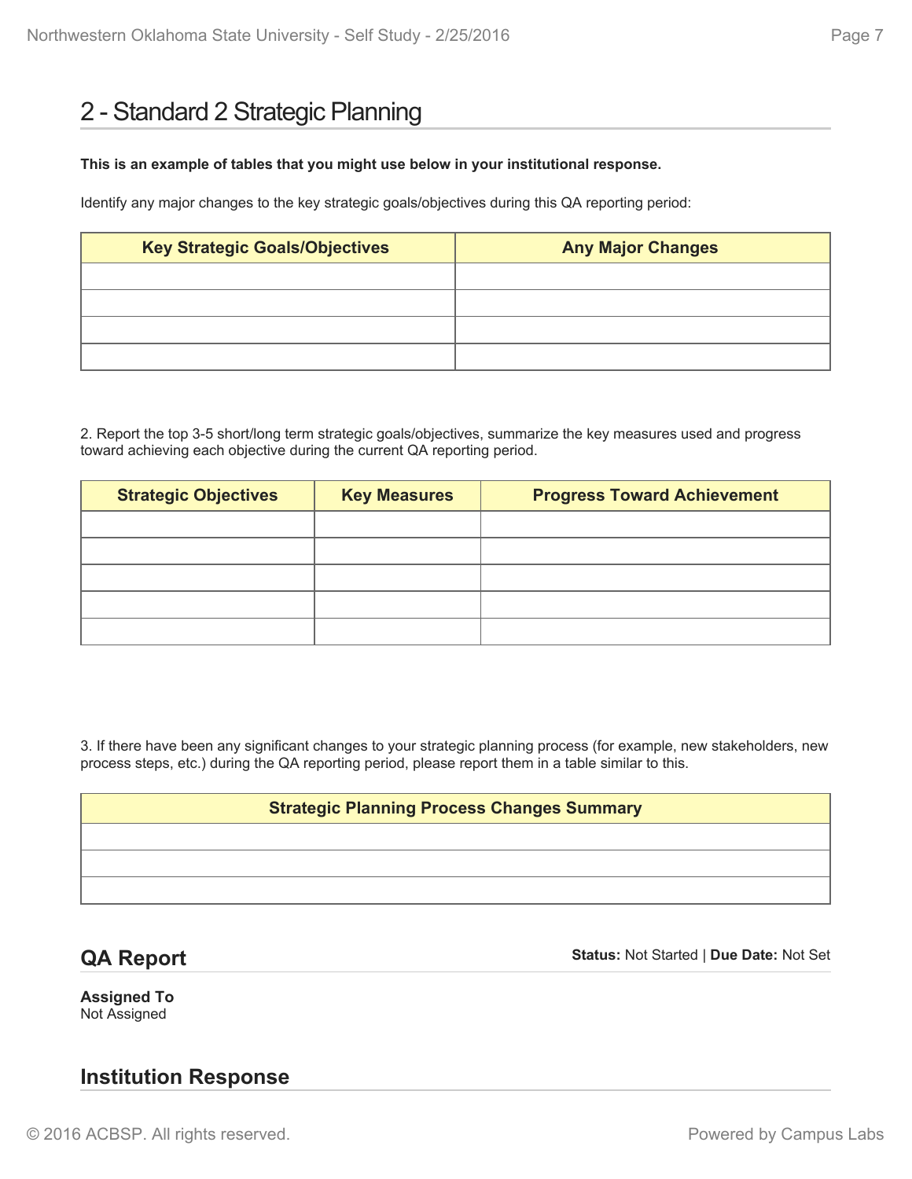# 2 - Standard 2 Strategic Planning

**This is an example of tables that you might use below in your institutional response.**

Identify any major changes to the key strategic goals/objectives during this QA reporting period:

| Key Strategic Goals/Objectives | Any Major Changes |
|---|---|
| | |
| | |
| | |
| | |

2. Report the top 3-5 short/long term strategic goals/objectives, summarize the key measures used and progress toward achieving each objective during the current QA reporting period.

| Strategic Objectives | Key Measures | Progress Toward Achievement |
|---|---|---|
| | | |
| | | |
| | | |
| | | |
| | | |

3. If there have been any significant changes to your strategic planning process (for example, new stakeholders, new process steps, etc.) during the QA reporting period, please report them in a table similar to this.

| Strategic Planning Process Changes Summary |
|---|
| |
| |
| |

## QA Report

**Status:** Not Started | **Due Date:** Not Set

**Assigned To**
Not Assigned

## Institution Response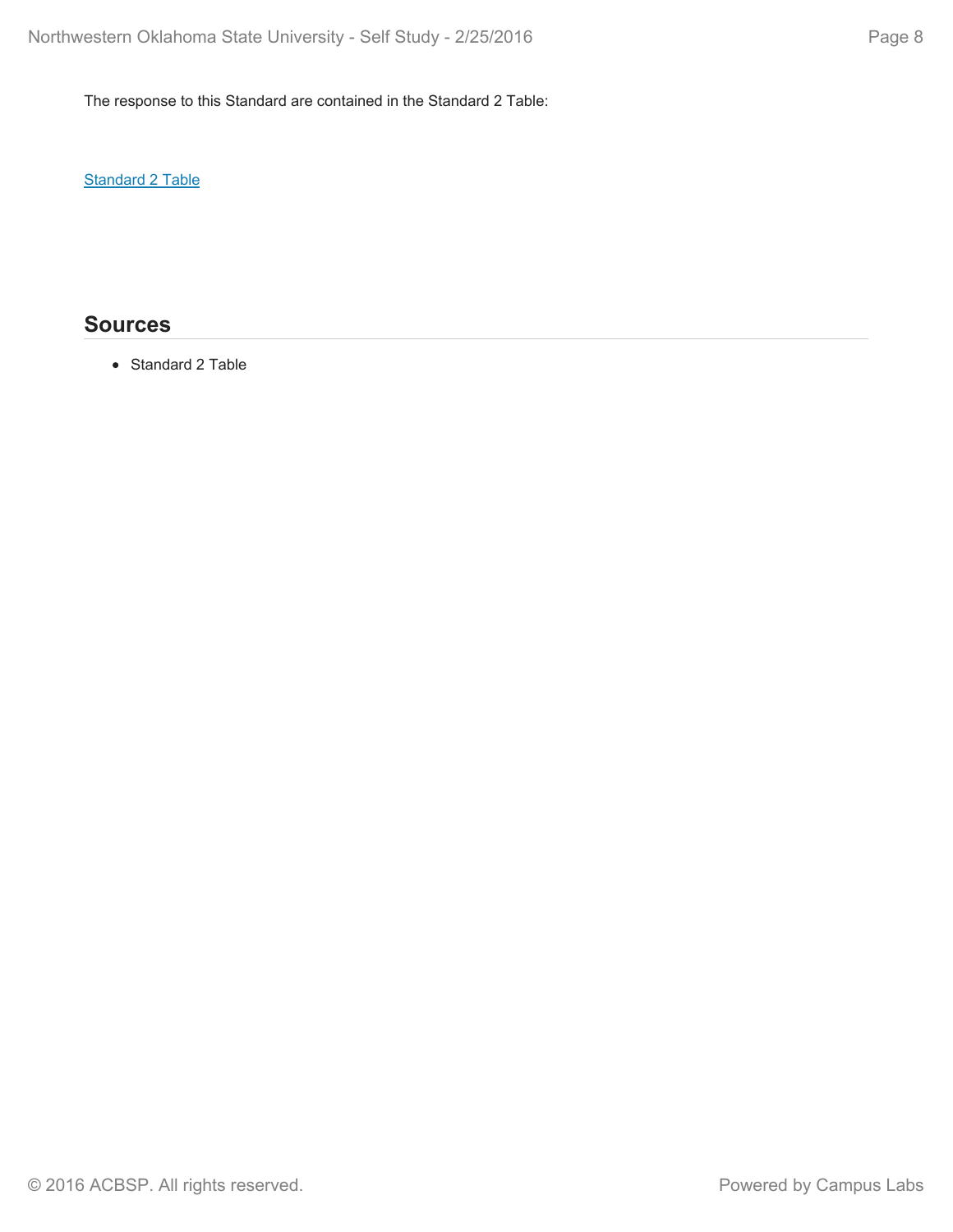The response to this Standard are contained in the Standard 2 Table:

Standard 2 Table

## Sources

- Standard 2 Table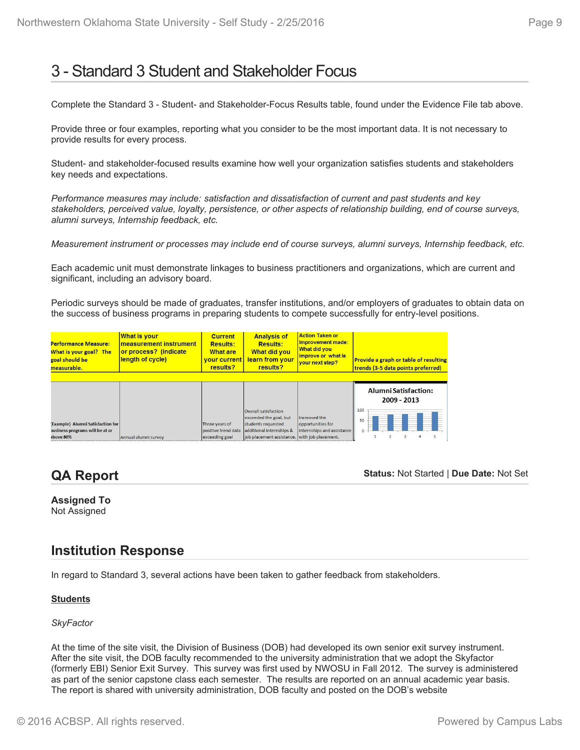# 3 - Standard 3 Student and Stakeholder Focus

Complete the Standard 3 - Student- and Stakeholder-Focus Results table, found under the Evidence File tab above.

Provide three or four examples, reporting what you consider to be the most important data. It is not necessary to provide results for every process.

Student- and stakeholder-focused results examine how well your organization satisfies students and stakeholders key needs and expectations.

*Performance measures may include: satisfaction and dissatisfaction of current and past students and key stakeholders, perceived value, loyalty, persistence, or other aspects of relationship building, end of course surveys, alumni surveys, Internship feedback, etc.*

*Measurement instrument or processes may include end of course surveys, alumni surveys, Internship feedback, etc.*

Each academic unit must demonstrate linkages to business practitioners and organizations, which are current and significant, including an advisory board.

Periodic surveys should be made of graduates, transfer institutions, and/or employers of graduates to obtain data on the success of business programs in preparing students to compete successfully for entry-level positions.

| Performance Measure: What is your goal? The goal should be measurable. | What is your measurement instrument or process? (indicate length of cycle) | Current Results: What are your current results? | Analysis of Results: What did you learn from your results? | Action Taken or Improvement made: What did you improve or what is your next step? | Provide a graph or table of resulting trends (3-5 data points preferred) |
|---|---|---|---|---|---|
| (Example) Alumni Satisfaction for business programs will be at or above 80% | Annual alumni survey | Three years of positive trend data exceeding goal | Overall satisfaction exceeded the goal, but students requested additional internships & job placement assistance. | Increased the opportunities for internships and assistance with job placement. | Alumni Satisfaction: 2009 - 2013 (bar chart, points 1–5) |

## QA Report

**Status:** Not Started | **Due Date:** Not Set

**Assigned To**
Not Assigned

## Institution Response

In regard to Standard 3, several actions have been taken to gather feedback from stakeholders.

**Students**

*SkyFactor*

At the time of the site visit, the Division of Business (DOB) had developed its own senior exit survey instrument. After the site visit, the DOB faculty recommended to the university administration that we adopt the Skyfactor (formerly EBI) Senior Exit Survey. This survey was first used by NWOSU in Fall 2012. The survey is administered as part of the senior capstone class each semester. The results are reported on an annual academic year basis. The report is shared with university administration, DOB faculty and posted on the DOB's website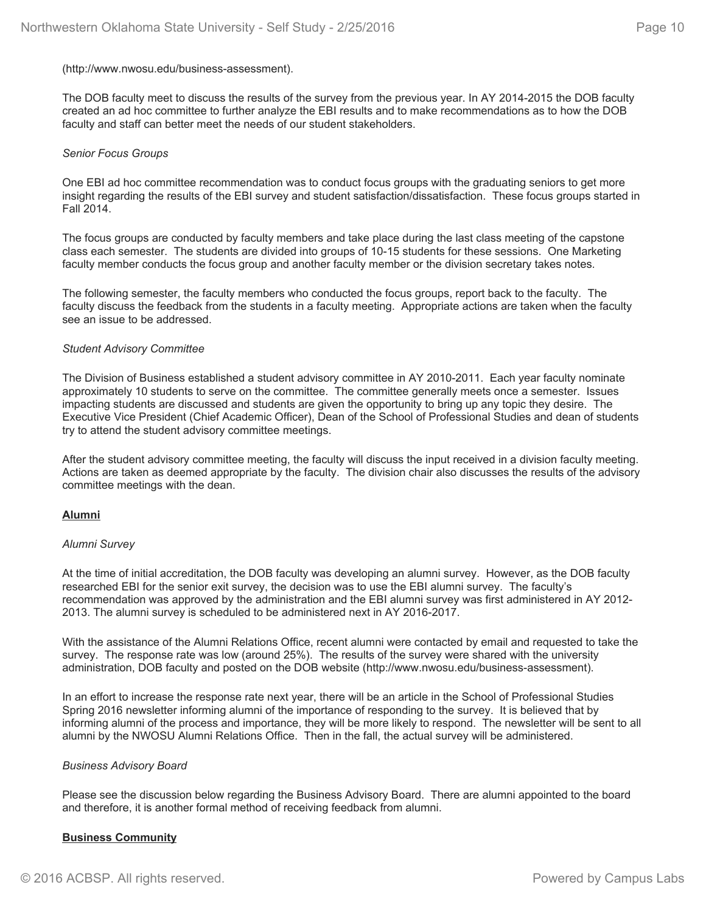(http://www.nwosu.edu/business-assessment).

The DOB faculty meet to discuss the results of the survey from the previous year. In AY 2014-2015 the DOB faculty created an ad hoc committee to further analyze the EBI results and to make recommendations as to how the DOB faculty and staff can better meet the needs of our student stakeholders.

*Senior Focus Groups*

One EBI ad hoc committee recommendation was to conduct focus groups with the graduating seniors to get more insight regarding the results of the EBI survey and student satisfaction/dissatisfaction. These focus groups started in Fall 2014.

The focus groups are conducted by faculty members and take place during the last class meeting of the capstone class each semester. The students are divided into groups of 10-15 students for these sessions. One Marketing faculty member conducts the focus group and another faculty member or the division secretary takes notes.

The following semester, the faculty members who conducted the focus groups, report back to the faculty. The faculty discuss the feedback from the students in a faculty meeting. Appropriate actions are taken when the faculty see an issue to be addressed.

*Student Advisory Committee*

The Division of Business established a student advisory committee in AY 2010-2011. Each year faculty nominate approximately 10 students to serve on the committee. The committee generally meets once a semester. Issues impacting students are discussed and students are given the opportunity to bring up any topic they desire. The Executive Vice President (Chief Academic Officer), Dean of the School of Professional Studies and dean of students try to attend the student advisory committee meetings.

After the student advisory committee meeting, the faculty will discuss the input received in a division faculty meeting. Actions are taken as deemed appropriate by the faculty. The division chair also discusses the results of the advisory committee meetings with the dean.

**Alumni**

*Alumni Survey*

At the time of initial accreditation, the DOB faculty was developing an alumni survey. However, as the DOB faculty researched EBI for the senior exit survey, the decision was to use the EBI alumni survey. The faculty's recommendation was approved by the administration and the EBI alumni survey was first administered in AY 2012-2013. The alumni survey is scheduled to be administered next in AY 2016-2017.

With the assistance of the Alumni Relations Office, recent alumni were contacted by email and requested to take the survey. The response rate was low (around 25%). The results of the survey were shared with the university administration, DOB faculty and posted on the DOB website (http://www.nwosu.edu/business-assessment).

In an effort to increase the response rate next year, there will be an article in the School of Professional Studies Spring 2016 newsletter informing alumni of the importance of responding to the survey. It is believed that by informing alumni of the process and importance, they will be more likely to respond. The newsletter will be sent to all alumni by the NWOSU Alumni Relations Office. Then in the fall, the actual survey will be administered.

*Business Advisory Board*

Please see the discussion below regarding the Business Advisory Board. There are alumni appointed to the board and therefore, it is another formal method of receiving feedback from alumni.

**Business Community**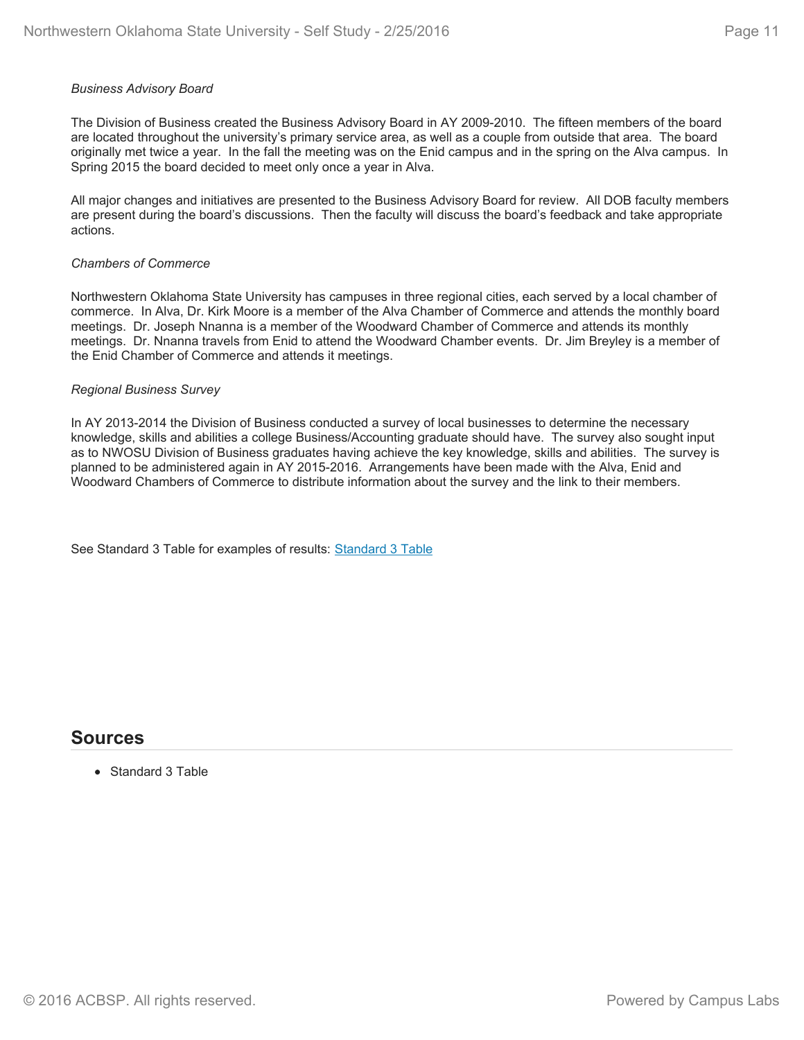*Business Advisory Board*

The Division of Business created the Business Advisory Board in AY 2009-2010. The fifteen members of the board are located throughout the university's primary service area, as well as a couple from outside that area. The board originally met twice a year. In the fall the meeting was on the Enid campus and in the spring on the Alva campus. In Spring 2015 the board decided to meet only once a year in Alva.

All major changes and initiatives are presented to the Business Advisory Board for review. All DOB faculty members are present during the board's discussions. Then the faculty will discuss the board's feedback and take appropriate actions.

*Chambers of Commerce*

Northwestern Oklahoma State University has campuses in three regional cities, each served by a local chamber of commerce. In Alva, Dr. Kirk Moore is a member of the Alva Chamber of Commerce and attends the monthly board meetings. Dr. Joseph Nnanna is a member of the Woodward Chamber of Commerce and attends its monthly meetings. Dr. Nnanna travels from Enid to attend the Woodward Chamber events. Dr. Jim Breyley is a member of the Enid Chamber of Commerce and attends it meetings.

*Regional Business Survey*

In AY 2013-2014 the Division of Business conducted a survey of local businesses to determine the necessary knowledge, skills and abilities a college Business/Accounting graduate should have. The survey also sought input as to NWOSU Division of Business graduates having achieve the key knowledge, skills and abilities. The survey is planned to be administered again in AY 2015-2016. Arrangements have been made with the Alva, Enid and Woodward Chambers of Commerce to distribute information about the survey and the link to their members.

See Standard 3 Table for examples of results: Standard 3 Table

## Sources

- Standard 3 Table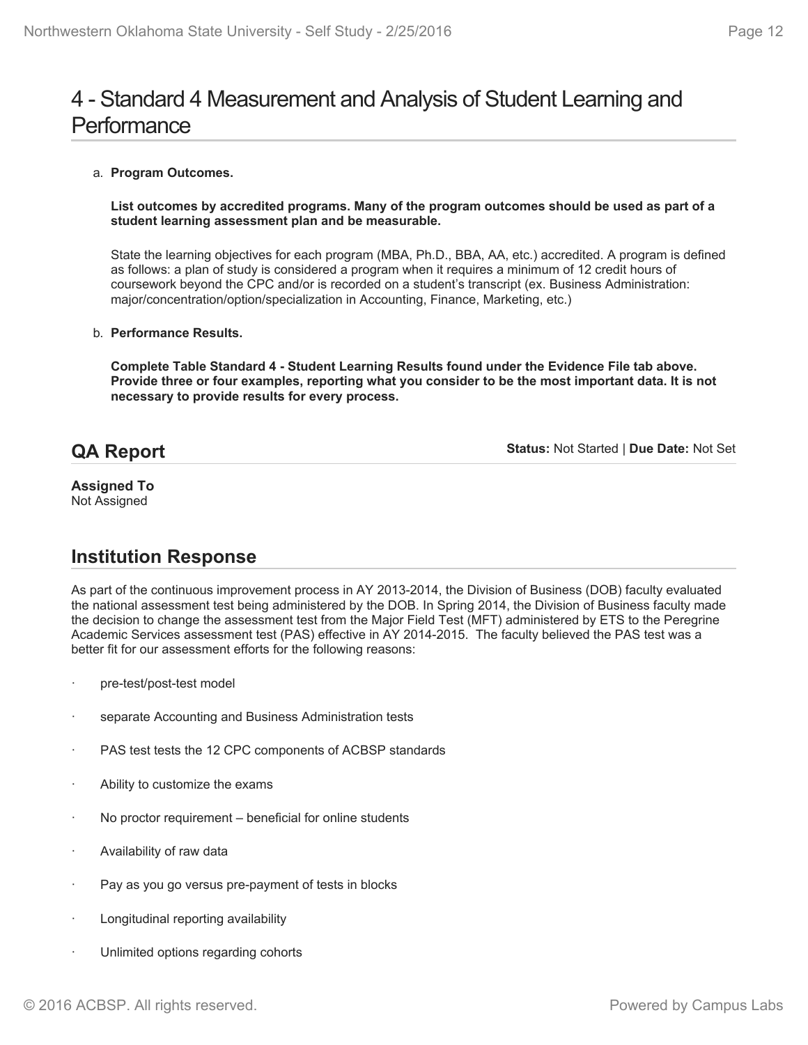# 4 - Standard 4 Measurement and Analysis of Student Learning and Performance

a. **Program Outcomes.**

**List outcomes by accredited programs. Many of the program outcomes should be used as part of a student learning assessment plan and be measurable.**

State the learning objectives for each program (MBA, Ph.D., BBA, AA, etc.) accredited. A program is defined as follows: a plan of study is considered a program when it requires a minimum of 12 credit hours of coursework beyond the CPC and/or is recorded on a student's transcript (ex. Business Administration: major/concentration/option/specialization in Accounting, Finance, Marketing, etc.)

b. **Performance Results.**

**Complete Table Standard 4 - Student Learning Results found under the Evidence File tab above. Provide three or four examples, reporting what you consider to be the most important data. It is not necessary to provide results for every process.**

## QA Report

**Status:** Not Started | **Due Date:** Not Set

**Assigned To**
Not Assigned

## Institution Response

As part of the continuous improvement process in AY 2013-2014, the Division of Business (DOB) faculty evaluated the national assessment test being administered by the DOB. In Spring 2014, the Division of Business faculty made the decision to change the assessment test from the Major Field Test (MFT) administered by ETS to the Peregrine Academic Services assessment test (PAS) effective in AY 2014-2015. The faculty believed the PAS test was a better fit for our assessment efforts for the following reasons:

- pre-test/post-test model
- separate Accounting and Business Administration tests
- PAS test tests the 12 CPC components of ACBSP standards
- Ability to customize the exams
- No proctor requirement – beneficial for online students
- Availability of raw data
- Pay as you go versus pre-payment of tests in blocks
- Longitudinal reporting availability
- Unlimited options regarding cohorts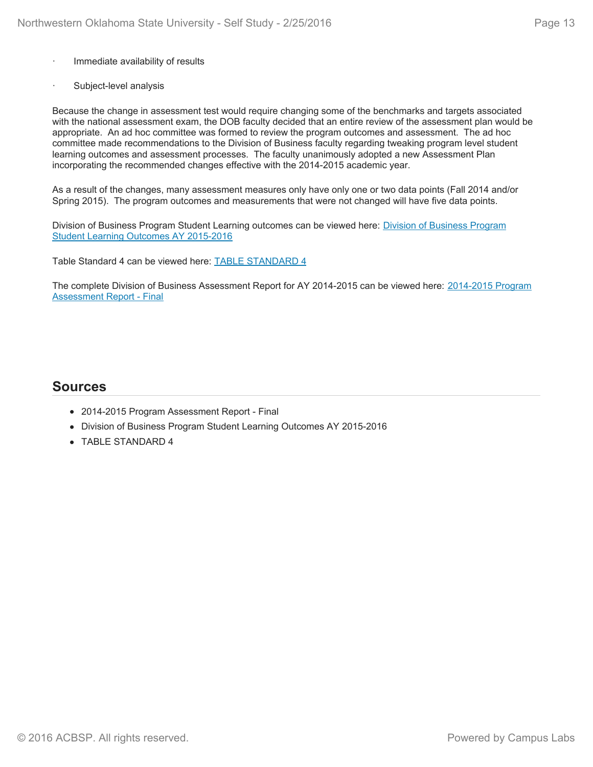- Immediate availability of results
- Subject-level analysis

Because the change in assessment test would require changing some of the benchmarks and targets associated with the national assessment exam, the DOB faculty decided that an entire review of the assessment plan would be appropriate. An ad hoc committee was formed to review the program outcomes and assessment. The ad hoc committee made recommendations to the Division of Business faculty regarding tweaking program level student learning outcomes and assessment processes. The faculty unanimously adopted a new Assessment Plan incorporating the recommended changes effective with the 2014-2015 academic year.

As a result of the changes, many assessment measures only have only one or two data points (Fall 2014 and/or Spring 2015). The program outcomes and measurements that were not changed will have five data points.

Division of Business Program Student Learning outcomes can be viewed here: Division of Business Program Student Learning Outcomes AY 2015-2016

Table Standard 4 can be viewed here: TABLE STANDARD 4

The complete Division of Business Assessment Report for AY 2014-2015 can be viewed here: 2014-2015 Program Assessment Report - Final

## Sources

- 2014-2015 Program Assessment Report - Final
- Division of Business Program Student Learning Outcomes AY 2015-2016
- TABLE STANDARD 4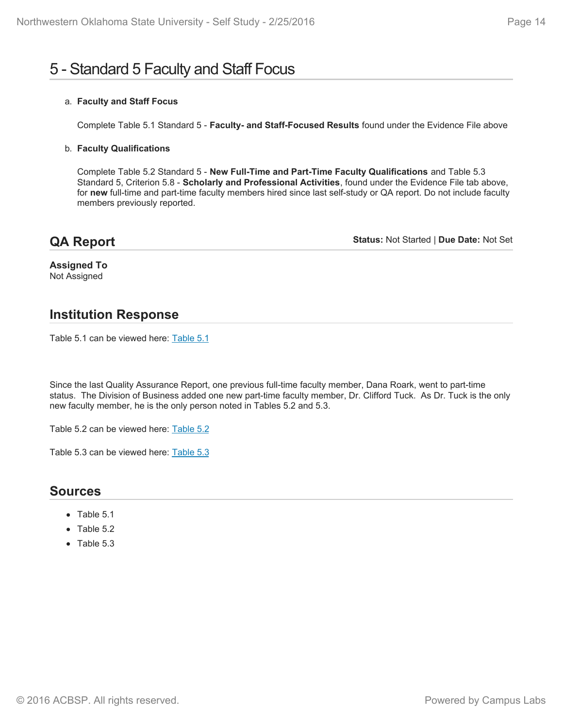# 5 - Standard 5 Faculty and Staff Focus

a. **Faculty and Staff Focus**

   Complete Table 5.1 Standard 5 - **Faculty- and Staff-Focused Results** found under the Evidence File above

b. **Faculty Qualifications**

   Complete Table 5.2 Standard 5 - **New Full-Time and Part-Time Faculty Qualifications** and Table 5.3 Standard 5, Criterion 5.8 - **Scholarly and Professional Activities**, found under the Evidence File tab above, for **new** full-time and part-time faculty members hired since last self-study or QA report. Do not include faculty members previously reported.

## QA Report

**Status:** Not Started | **Due Date:** Not Set

**Assigned To**
Not Assigned

## Institution Response

Table 5.1 can be viewed here: Table 5.1

Since the last Quality Assurance Report, one previous full-time faculty member, Dana Roark, went to part-time status. The Division of Business added one new part-time faculty member, Dr. Clifford Tuck. As Dr. Tuck is the only new faculty member, he is the only person noted in Tables 5.2 and 5.3.

Table 5.2 can be viewed here: Table 5.2

Table 5.3 can be viewed here: Table 5.3

## Sources

- Table 5.1
- Table 5.2
- Table 5.3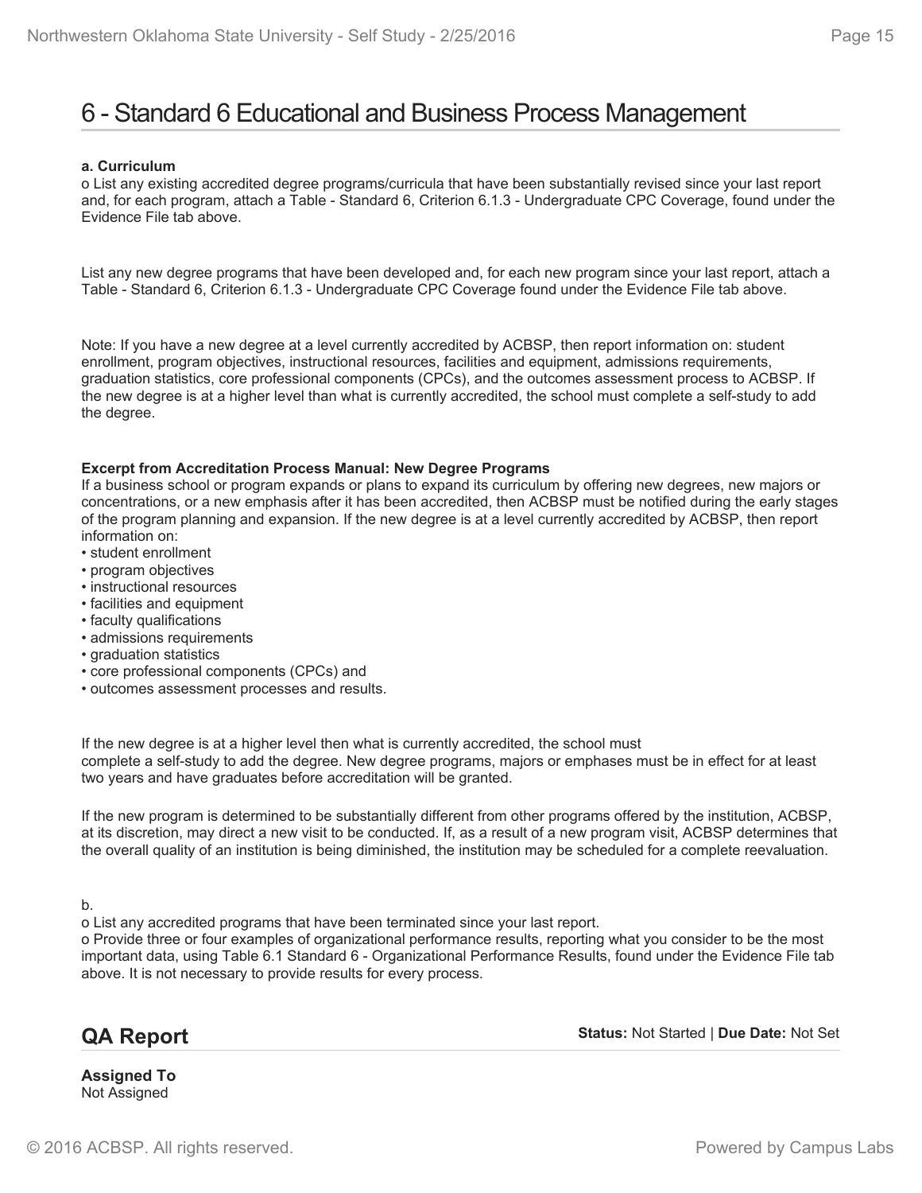# 6 - Standard 6 Educational and Business Process Management

**a. Curriculum**
o List any existing accredited degree programs/curricula that have been substantially revised since your last report and, for each program, attach a Table - Standard 6, Criterion 6.1.3 - Undergraduate CPC Coverage, found under the Evidence File tab above.

List any new degree programs that have been developed and, for each new program since your last report, attach a Table - Standard 6, Criterion 6.1.3 - Undergraduate CPC Coverage found under the Evidence File tab above.

Note: If you have a new degree at a level currently accredited by ACBSP, then report information on: student enrollment, program objectives, instructional resources, facilities and equipment, admissions requirements, graduation statistics, core professional components (CPCs), and the outcomes assessment process to ACBSP. If the new degree is at a higher level than what is currently accredited, the school must complete a self-study to add the degree.

**Excerpt from Accreditation Process Manual: New Degree Programs**
If a business school or program expands or plans to expand its curriculum by offering new degrees, new majors or concentrations, or a new emphasis after it has been accredited, then ACBSP must be notified during the early stages of the program planning and expansion. If the new degree is at a level currently accredited by ACBSP, then report information on:

- student enrollment
- program objectives
- instructional resources
- facilities and equipment
- faculty qualifications
- admissions requirements
- graduation statistics
- core professional components (CPCs) and
- outcomes assessment processes and results.

If the new degree is at a higher level then what is currently accredited, the school must complete a self-study to add the degree. New degree programs, majors or emphases must be in effect for at least two years and have graduates before accreditation will be granted.

If the new program is determined to be substantially different from other programs offered by the institution, ACBSP, at its discretion, may direct a new visit to be conducted. If, as a result of a new program visit, ACBSP determines that the overall quality of an institution is being diminished, the institution may be scheduled for a complete reevaluation.

b.
o List any accredited programs that have been terminated since your last report.
o Provide three or four examples of organizational performance results, reporting what you consider to be the most important data, using Table 6.1 Standard 6 - Organizational Performance Results, found under the Evidence File tab above. It is not necessary to provide results for every process.

## QA Report

**Status:** Not Started | **Due Date:** Not Set

**Assigned To**
Not Assigned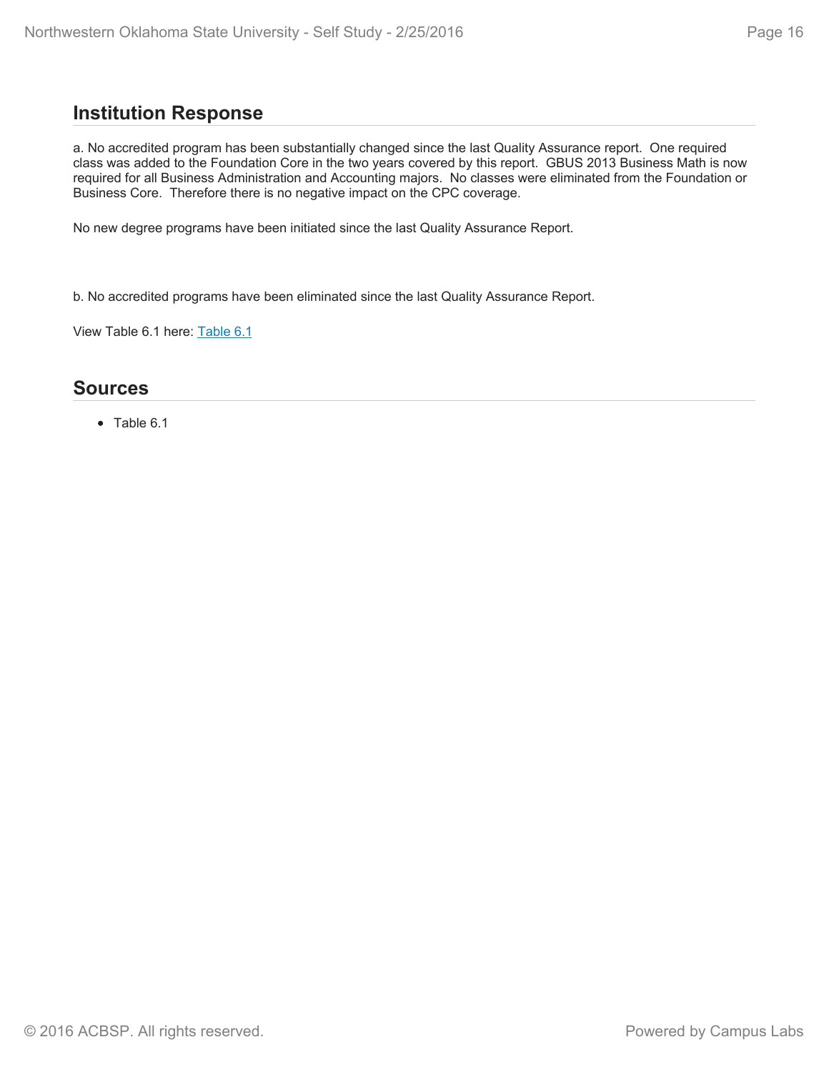## Institution Response

a. No accredited program has been substantially changed since the last Quality Assurance report.  One required class was added to the Foundation Core in the two years covered by this report.  GBUS 2013 Business Math is now required for all Business Administration and Accounting majors.  No classes were eliminated from the Foundation or Business Core.  Therefore there is no negative impact on the CPC coverage.

No new degree programs have been initiated since the last Quality Assurance Report.

b. No accredited programs have been eliminated since the last Quality Assurance Report.

View Table 6.1 here: Table 6.1

## Sources

- Table 6.1